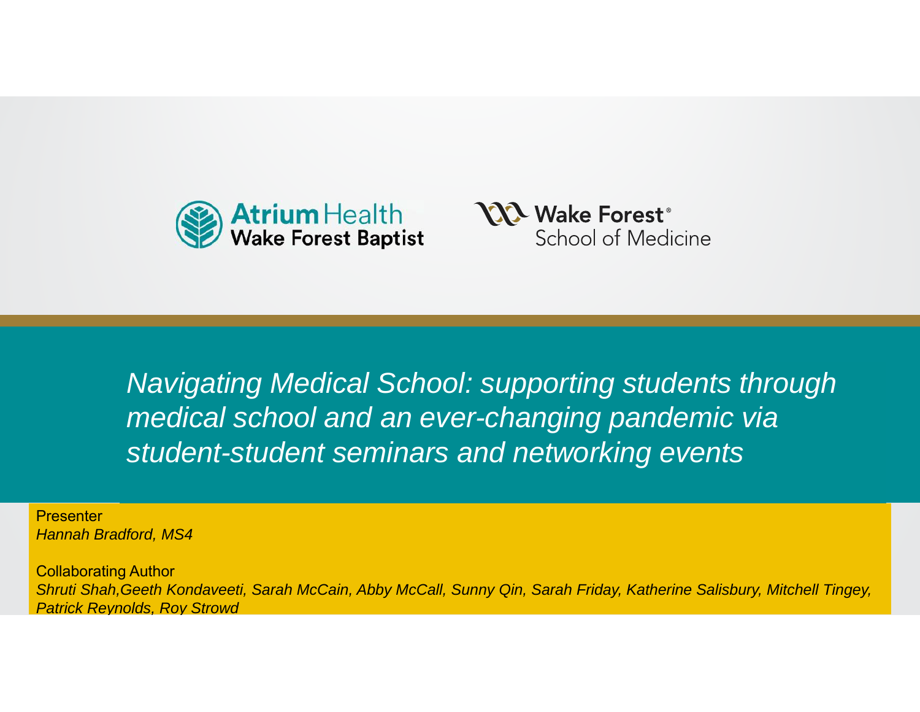Atrium Health Wake Forest Baptist

Wake Forest® School of Medicine

# *Navigating Medical School: supporting students through medical school and an ever-changing pandemic via student-student seminars and networking events*

Presenter

*Hannah Bradford, MS4*

Collaborating Author

*Shruti Shah,Geeth Kondaveeti, Sarah McCain, Abby McCall, Sunny Qin, Sarah Friday, Katherine Salisbury, Mitchell Tingey, Patrick Reynolds, Roy Strowd*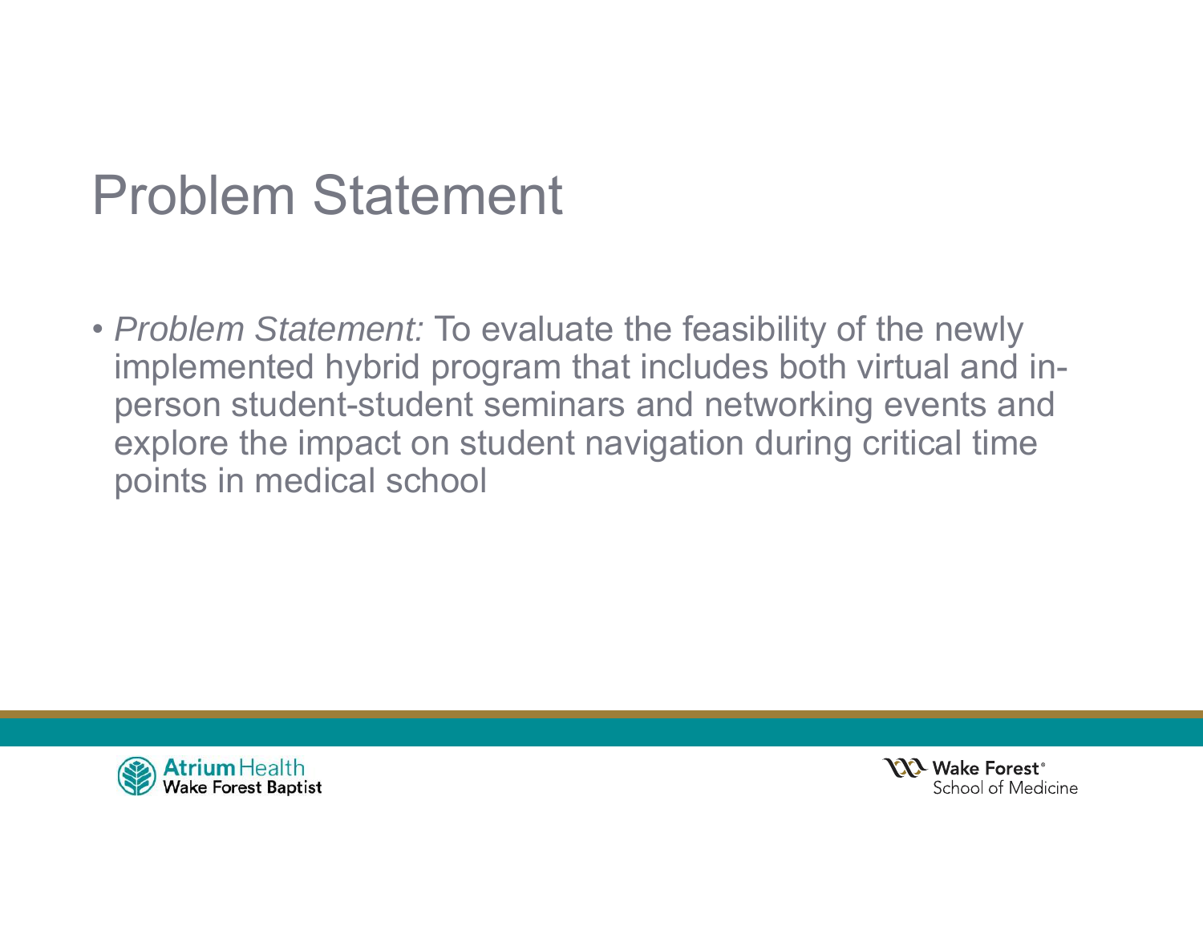# Problem Statement

- *Problem Statement:* To evaluate the feasibility of the newly implemented hybrid program that includes both virtual and in-person student-student seminars and networking events and explore the impact on student navigation during critical time points in medical school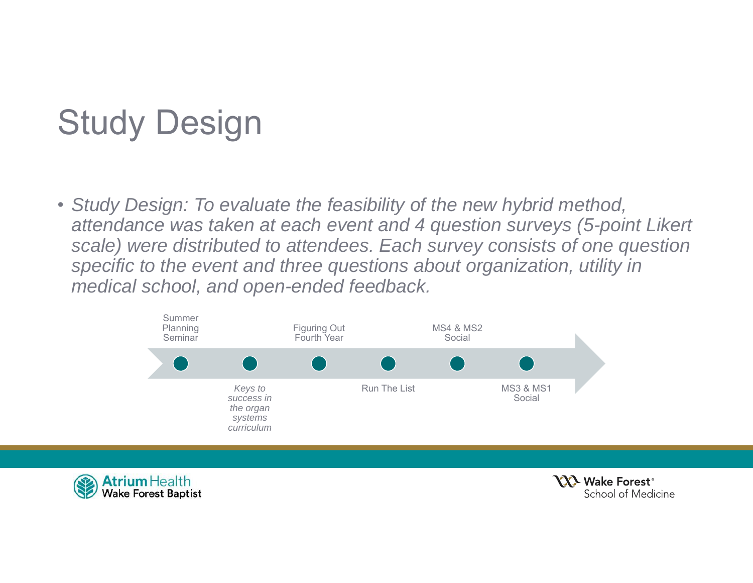# Study Design

- *Study Design: To evaluate the feasibility of the new hybrid method, attendance was taken at each event and 4 question surveys (5-point Likert scale) were distributed to attendees. Each survey consists of one question specific to the event and three questions about organization, utility in medical school, and open-ended feedback.*

Summer Planning Seminar

*Keys to success in the organ systems curriculum*

Figuring Out Fourth Year

Run The List

MS4 & MS2 Social

MS3 & MS1 Social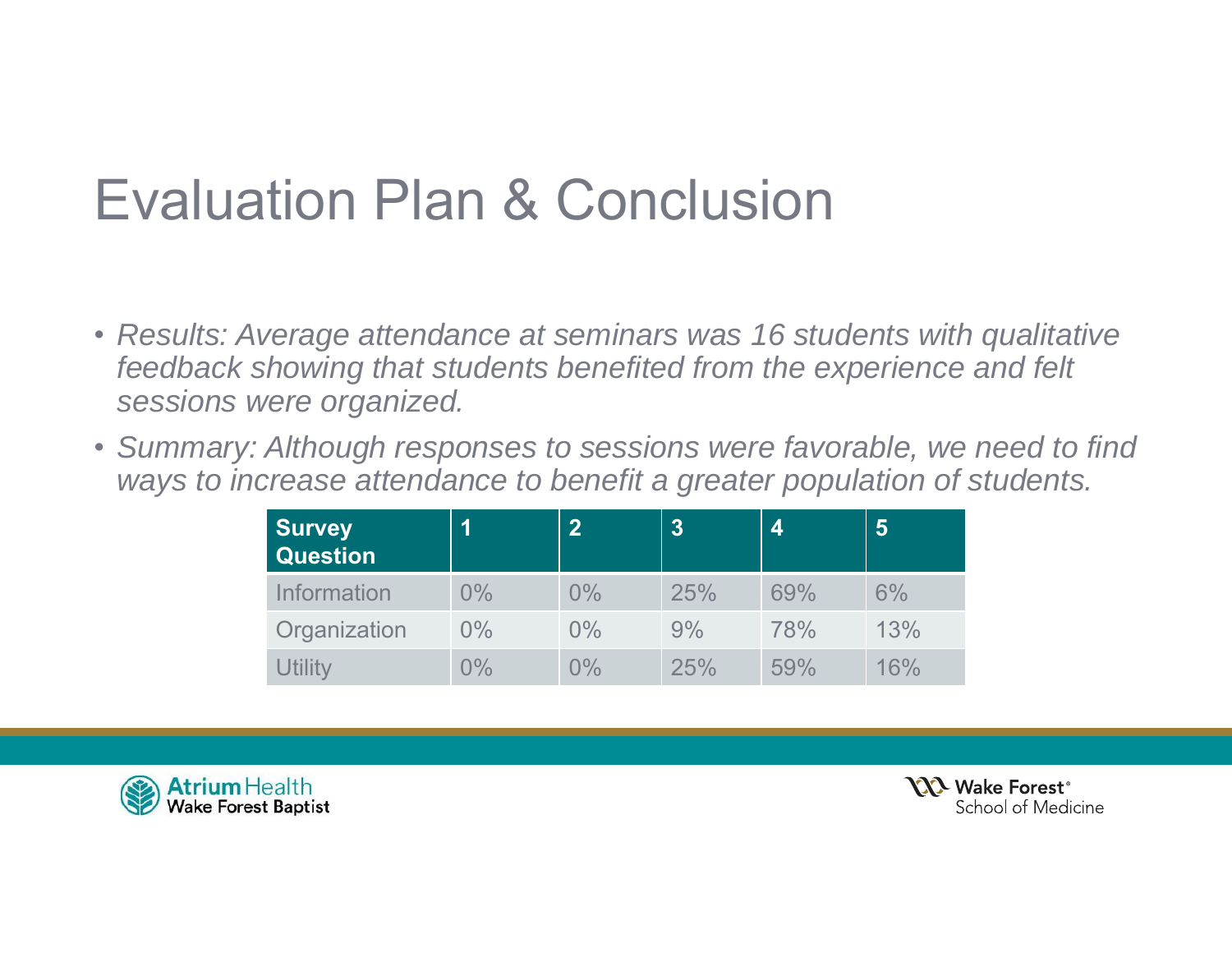# Evaluation Plan & Conclusion

- *Results: Average attendance at seminars was 16 students with qualitative feedback showing that students benefited from the experience and felt sessions were organized.*
- *Summary: Although responses to sessions were favorable, we need to find ways to increase attendance to benefit a greater population of students.*

| Survey Question | 1 | 2 | 3 | 4 | 5 |
|---|---|---|---|---|---|
| Information | 0% | 0% | 25% | 69% | 6% |
| Organization | 0% | 0% | 9% | 78% | 13% |
| Utility | 0% | 0% | 25% | 59% | 16% |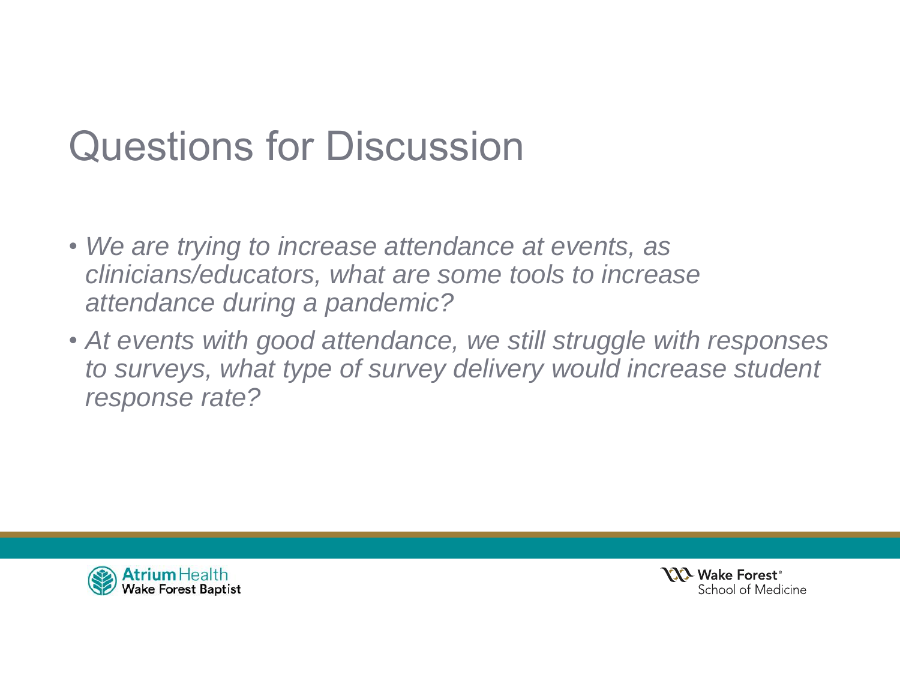# Questions for Discussion

- *We are trying to increase attendance at events, as clinicians/educators, what are some tools to increase attendance during a pandemic?*
- *At events with good attendance, we still struggle with responses to surveys, what type of survey delivery would increase student response rate?*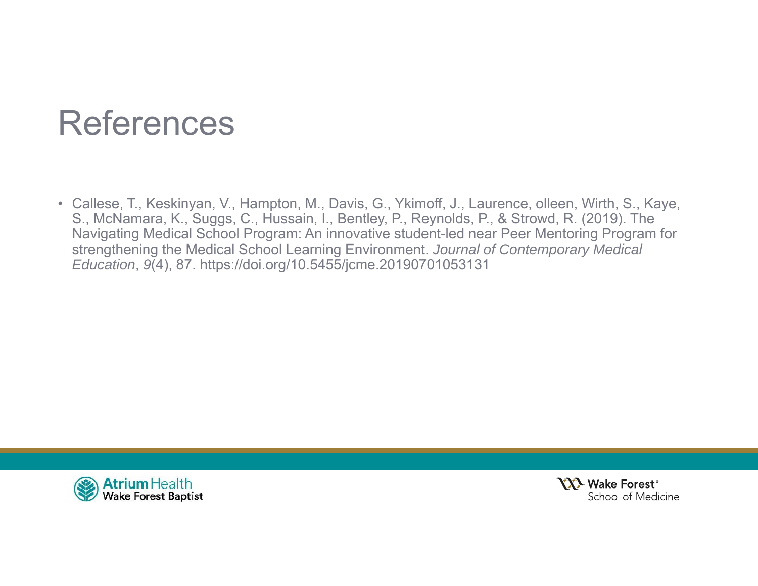# References

- Callese, T., Keskinyan, V., Hampton, M., Davis, G., Ykimoff, J., Laurence, olleen, Wirth, S., Kaye, S., McNamara, K., Suggs, C., Hussain, I., Bentley, P., Reynolds, P., & Strowd, R. (2019). The Navigating Medical School Program: An innovative student-led near Peer Mentoring Program for strengthening the Medical School Learning Environment. *Journal of Contemporary Medical Education*, *9*(4), 87. https://doi.org/10.5455/jcme.20190701053131